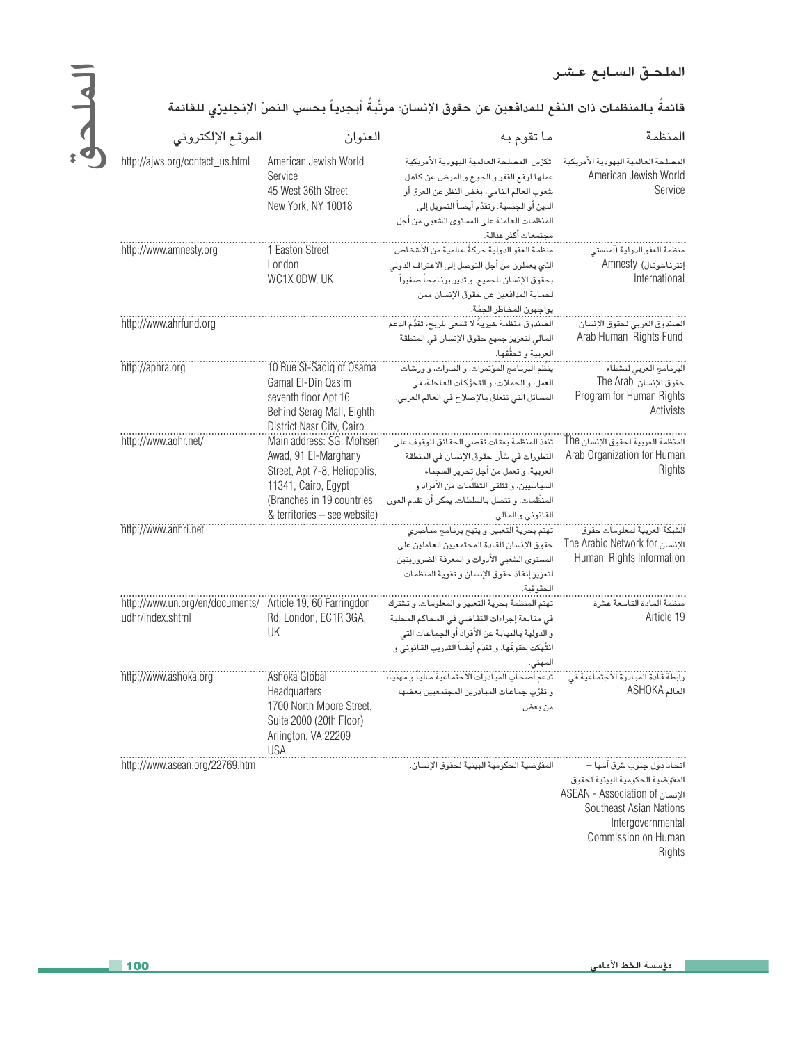## الملحق السابع عشر

### قائمةٌ بالمنظمات ذات النفع للمدافعين عن حقوق الإنسان: مرتَّبةٌ أبجدياً بحسب النصّ الإنجليزي للقائمة

| المنظمة | ما تقوم به | العنوان | الموقع الإلكتروني |
|---|---|---|---|
| المصلحة العالمية اليهودية الأمريكية American Jewish World Service | تكرّس المصلحة العالمية اليهودية الأمريكية عملها لرفع الفقر و الجوع و المرض عن كاهل شعوب العالم النامي، بغض النظر عن العرق أو الدين أو الجنسية. وتقدّم أيضاً التمويل إلى المنظمات العاملة على المستوى الشعبي من أجل مجتمعات أكثر عدالة. | American Jewish World Service 45 West 36th Street New York, NY 10018 | http://ajws.org/contact_us.html |
| منظمة العفو الدولية (أمنستي إنترناشونال) Amnesty International | منظمة العفو الدولية حركةٌ عالمية من الأشخاص الذي يعملون من أجل التوصل إلى الاعتراف الدولي بحقوق الإنسان للجميع. و تدير برنامجاً صغيراً لحماية المدافعين عن حقوق الإنسان ممن يواجهون المخاطر الجمّة. | 1 Easton Street London WC1X 0DW, UK | http://www.amnesty.org |
| الصندوق العربي لحقوق الإنسان Arab Human Rights Fund | الصندوق منظمة خيريةٌ لا تسعى للربح، تقدّم الدعم المالي لتعزيز جميع حقوق الإنسان في المنطقة العربية و تحقّقها. | | http://www.ahrfund.org |
| البرنامج العربي لنشطاء حقوق الإنسان The Arab Program for Human Rights Activists | ينظم البرنامج المؤتمرات، و الندوات، و ورشات العمل، و الحملات، و التحرّكات العاجلة، في المسائل التي تتعلق بالإصلاح في العالم العربي. | 10 Rue St-Sadiq of Osama Gamal El-Din Qasim seventh floor Apt 16 Behind Serag Mall, Eighth District Nasr City, Cairo | http://aphra.org |
| المنظمة العربية لحقوق الإنسان The Arab Organization for Human Rights | تنفذ المنظمة بعثات تقصي الحقائق للوقوف على التطورات في شأن حقوق الإنسان في المنطقة العربية. و تعمل من أجل تحرير السجناء السياسيين، و تتلقى التظلّمات من الأفراد و المنظّمات، و تتصل بالسلطات. يمكن أن تقدم العون القانوني و المالي. | Main address: SG: Mohsen Awad, 91 El-Marghany Street, Apt 7-8, Heliopolis, 11341, Cairo, Egypt (Branches in 19 countries & territories – see website) | http://www.aohr.net/ |
| الشبكة العربية لمعلومات حقوق الإنسان The Arabic Network for Human Rights Information | تهتم بحرية التعبير، و يتيح برنامج مناصري حقوق الإنسان للقادة المجتمعيين العاملين على المستوى الشعبي الأدوات و المعرفة الضروريتين لتعزيز إنفاذ حقوق الإنسان و تقوية المنظمات الحقوقية. | | http://www.anhri.net |
| منظمة المادة التاسعة عشرة Article 19 | تهتم المنظمة بحرية التعبير و المعلومات، و تشترك في متابعة إجراءات التقاضي في المحاكم المحلية و الدولية بالنيابة عن الأفراد أو الجماعات التي انتُهكت حقوقُها، و تقدم أيضاً التدريب القانوني و المهني. | Article 19, 60 Farringdon Rd, London, EC1R 3GA, UK | http://www.un.org/en/documents/udhr/index.shtml |
| رابطة قادة المبادرة الاجتماعية في العالم ASHOKA | تدعم أصحاب المبادرات الاجتماعية مالياً و مهنياً، و تقرّب جماعات المبادرين المجتمعيين بعضها من بعض. | Ashoka Global Headquarters 1700 North Moore Street, Suite 2000 (20th Floor) Arlington, VA 22209 USA | http://www.ashoka.org |
| اتحاد دول جنوب شرق آسيا – المفوّضية الحكومية البينية لحقوق الإنسان ASEAN - Association of Southeast Asian Nations Intergovernmental Commission on Human Rights | المفوّضية الحكومية البينية لحقوق الإنسان. | | http://www.asean.org/22769.htm |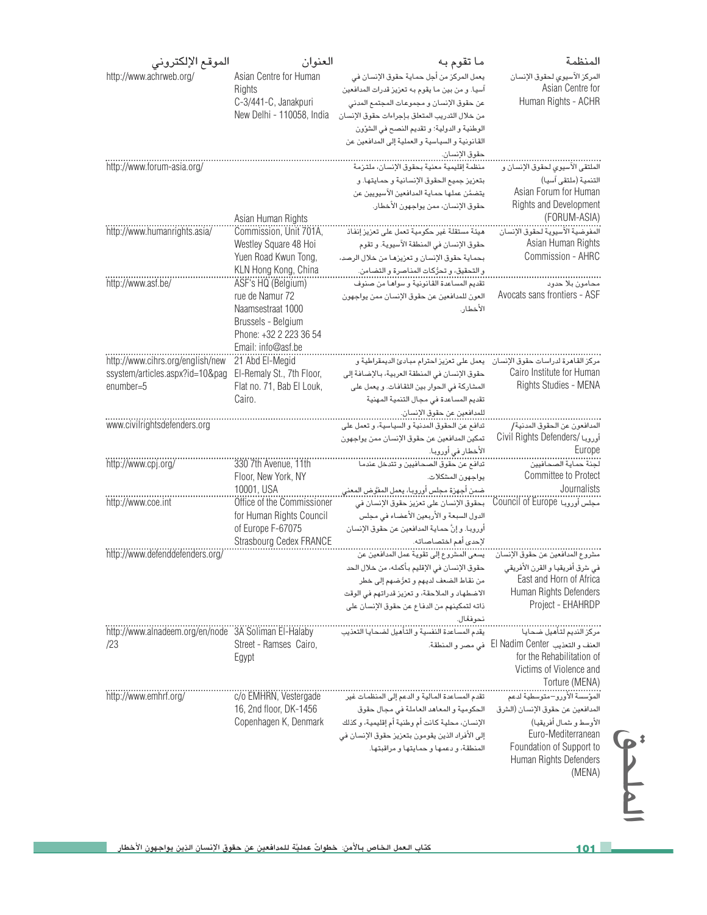| المنظمة | ما تقوم به | العنوان | الموقع الإلكتروني |
|---|---|---|---|
| المركز الآسيوي لحقوق الإنسان Asian Centre for Human Rights - ACHR | يعمل المركز من أجل حماية حقوق الإنسان في آسيا. و من بين ما يقوم به تعزيز قدرات المدافعين عن حقوق الإنسان و مجموعات المجتمع المدني من خلال التدريب المتعلق بإجراءات حقوق الإنسان الوطنية و الدولية؛ و تقديم النصح في الشؤون القانونية و السياسية و العملية إلى المدافعين عن حقوق الإنسان. | Asian Centre for Human Rights C-3/441-C, Janakpuri New Delhi - 110058, India | http://www.achrweb.org/ |
| الملتقى الآسيوي لحقوق الإنسان و التنمية (ملتقى آسيا) Asian Forum for Human Rights and Development (FORUM-ASIA) | منظمة إقليمية معنية بحقوق الإنسان، ملتزمة بتعزيز جميع الحقوق الإنسانية و حمايتها. و يتضمّن عملها حماية المدافعين الآسيويين عن حقوق الإنسان، ممن يواجهون الأخطار. | | http://www.forum-asia.org/ |
| المفوضية الآسيوية لحقوق الإنسان Asian Human Rights Commission - AHRC | هيئة مستقلة غير حكومية تعمل على تعزيز إنفاذ حقوق الإنسان في المنطقة الآسيوية. و تقوم بحماية حقوق الإنسان و تعزيزها من خلال الرصد، و التحقيق، و تحرُّكات المناصرة و التضامن. | Asian Human Rights Commission, Unit 701A, Westley Square 48 Hoi Yuen Road Kwun Tong, KLN Hong Kong, China | http://www.humanrights.asia/ |
| محامون بلا حدود Avocats sans frontiers - ASF | تقديم المساعدة القانونية و سواها من صنوف العون للمدافعين عن حقوق الإنسان ممن يواجهون الأخطار. | ASF's HQ (Belgium) rue de Namur 72 Naamsestraat 1000 Brussels - Belgium Phone: +32 2 223 36 54 Email: info@asf.be | http://www.asf.be/ |
| مركز القاهرة لدراسات حقوق الإنسان Cairo Institute for Human Rights Studies - MENA | يعمل على تعزيز احترام مبادئ الديمقراطية و حقوق الإنسان في المنطقة العربية، بالإضافة إلى المشاركة في الحوار بين الثقافات. و يعمل على تقديم المساعدة في مجال التنمية المهنية للمدافعين عن حقوق الإنسان. | 21 Abd El-Megid El-Remaly St., 7th Floor, Flat no. 71, Bab El Louk, Cairo. | http://www.cihrs.org/english/newssystem/articles.aspx?id=10&pagenumber=5 |
| المدافعون عن الحقوق المدنية/ أوروبا Civil Rights Defenders/ Europe | تدافع عن الحقوق المدنية و السياسية، و تعمل على تمكين المدافعين عن حقوق الإنسان ممن يواجهون الأخطار في أوروبا. | | www.civilrightsdefenders.org |
| لجنة حماية الصحافيين Committee to Protect Journalists | تدافع عن حقوق الصحافيين و تتدخل عندما يواجهون المشكلات. | 330 7th Avenue, 11th Floor, New York, NY 10001, USA | http://www.cpj.org/ |
| مجلس أوروبا Council of Europe | ضمن أجهزة مجلس أوروبا، يعمل المفوَّض المعني بحقوق الإنسان على تعزيز حقوق الإنسان في الدول السبعة و الأربعين الأعضاء في مجلس أوروبا. و إنَّ حماية المدافعين عن حقوق الإنسان لإحدى أهم اختصاصاته. | Office of the Commissioner for Human Rights Council of Europe F-67075 Strasbourg Cedex FRANCE | http://www.coe.int |
| مشروع المدافعين عن حقوق الإنسان في شرق أفريقيا و القرن الأفريقي East and Horn of Africa Human Rights Defenders Project - EHAHRDP | يسعى المشروع إلى تقوية عمل المدافعين عن حقوق الإنسان في الإقليم بأكمله، من خلال الحد من نقاط الضعف لديهم و تعرُّضهم إلى خطر الاضطهاد و الملاحقة، و تعزيز قدراتهم في الوقت ذاته لتمكينهم من الدفاع عن حقوق الإنسان على نحوفعَّال. | | http://www.defenddefenders.org/ |
| مركز النديم لتأهيل ضحايا العنف و التعذيب El Nadim Center for the Rehabilitation of Victims of Violence and Torture (MENA) | يقدم المساعدة النفسية و التأهيل لضحايا التعذيب في مصر و المنطقة. | 3A Soliman El-Halaby Street - Ramses Cairo, Egypt | http://www.alnadeem.org/en/node/23 |
| المؤسسة الأورو–متوسطية لدعم المدافعين عن حقوق الإنسان (الشرق الأوسط و شمال أفريقيا) Euro-Mediterranean Foundation of Support to Human Rights Defenders (MENA) | تقدم المساعدة المالية و الدعم إلى المنظمات غير الحكومية و المعاهد العاملة في مجال حقوق الإنسان، محلية كانت أم إقليمية، أم وطنية، و كذلك إلى الأفراد الذين يقومون بتعزيز حقوق الإنسان في المنطقة، و دعمها و حمايتها و مراقبتها. | c/o EMHRN, Vestergade 16, 2nd floor, DK-1456 Copenhagen K, Denmark | http://www.emhrf.org/ |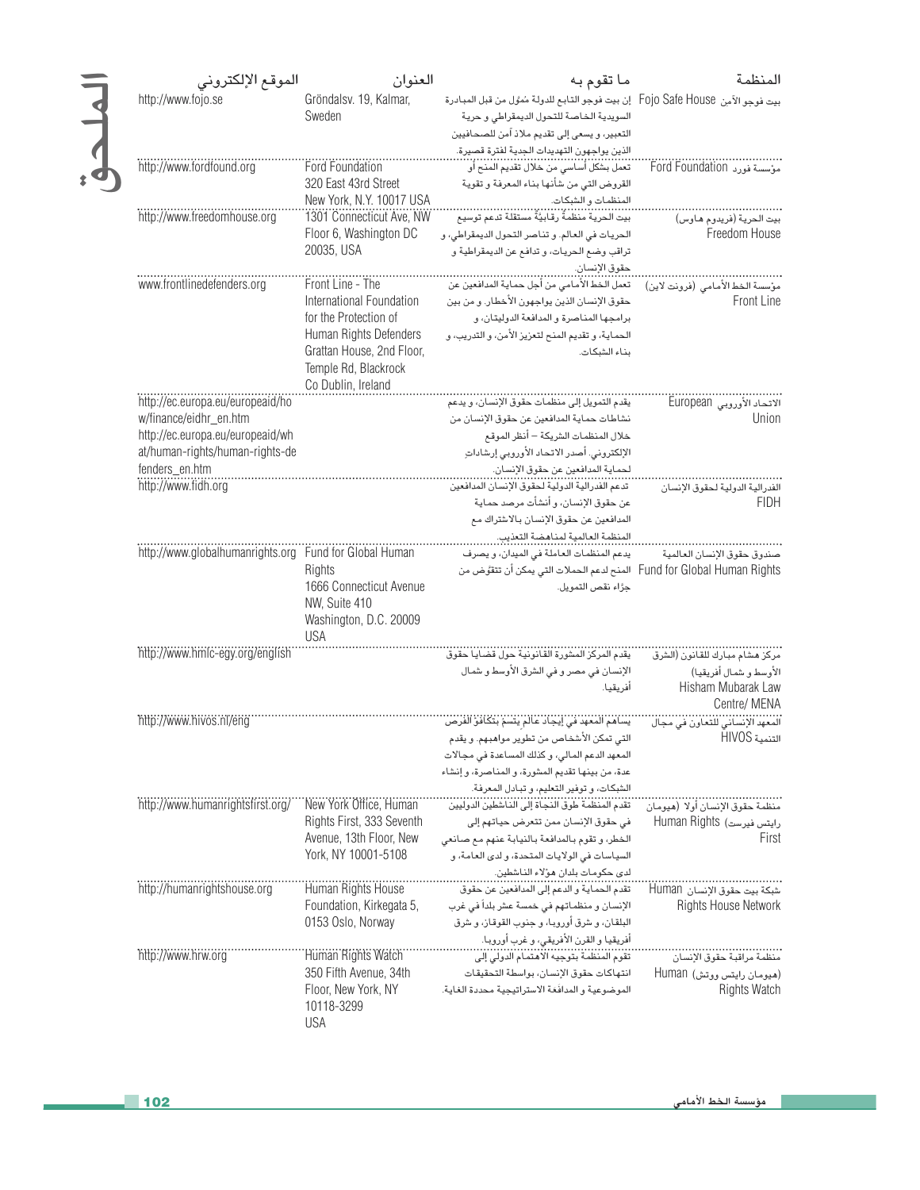| المنظمة | ما تقوم به | العنوان | الموقع الإلكتروني |
|---|---|---|---|
| بيت فوجو الأمن Fojo Safe House | إن بيت فوجو التابع للدولة مُموّل من قبل المبادرة السويدية الخاصة للتحول الديمقراطي و حرية التعبير، و يسعى إلى تقديم ملاذ آمن للصحافيين الذين يواجهون التهديدات الجدية لفترة قصيرة. | Gröndalsv. 19, Kalmar, Sweden | http://www.fojo.se |
| مؤسسة فورد Ford Foundation | تعمل بشكل أساسي من خلال تقديم المنح أو القروض التي من شأنها بناء المعرفة و تقوية المنظمات و الشبكات. | Ford Foundation 320 East 43rd Street New York, N.Y. 10017 USA | http://www.fordfound.org |
| بيت الحرية (فريدوم هاوس) Freedom House | بيت الحرية منظمةٌ رقابيةٌ مستقلة تدعم توسيع الحريات في العالم. و تناصر التحول الديمقراطي، و تراقب وضع الحريات، و تدافع عن الديمقراطية و حقوق الإنسان. | 1301 Connecticut Ave, NW Floor 6, Washington DC 20035, USA | http://www.freedomhouse.org |
| مؤسسة الخط الأمامي (فرونت لاين) Front Line | تعمل الخط الأمامي من أجل حماية المدافعين عن حقوق الإنسان الذين يواجهون الأخطار. و من بين برامجها المناصرة و المدافعة الدوليتان، و الحماية، و تقديم المنح لتعزيز الأمن، و التدريب، و بناء الشبكات. | Front Line - The International Foundation for the Protection of Human Rights Defenders Grattan House, 2nd Floor, Temple Rd, Blackrock Co Dublin, Ireland | www.frontlinedefenders.org |
| الاتحاد الأوروبي European Union | يقدم التمويل إلى منظمات حقوق الإنسان، و يدعم نشاطات حماية المدافعين عن حقوق الإنسان من خلال المنظمات الشريكة – أنظر الموقع الإلكتروني. أصدر الاتحاد الأوروبي إرشاداتٍ لحماية المدافعين عن حقوق الإنسان. | | http://ec.europa.eu/europeaid/how/finance/eidhr_en.htm http://ec.europa.eu/europeaid/what/human-rights/human-rights-defenders_en.htm |
| الفدرالية الدولية لحقوق الإنسان FIDH | تدعم الفدرالية الدولية لحقوق الإنسان المدافعين عن حقوق الإنسان، و أنشأت مرصد حماية المدافعين عن حقوق الإنسان بالاشتراك مع المنظمة العالمية لمناهضة التعذيب. | | http://www.fidh.org |
| صندوق حقوق الإنسان العالمية Fund for Global Human Rights | يدعم المنظمات العاملة في الميدان، و يصرف المنح لدعم الحملات التي يمكن أن تتقوّض من جرّاء نقص التمويل. | Fund for Global Human Rights 1666 Connecticut Avenue NW, Suite 410 Washington, D.C. 20009 USA | http://www.globalhumanrights.org |
| مركز هشام مبارك للقانون (الشرق الأوسط و شمال أفريقيا) Hisham Mubarak Law Centre/ MENA | يقدم المركز المشورة القانونية حول قضايا حقوق الإنسان في مصر و في الشرق الأوسط و شمال أفريقيا. | | http://www.hmlc-egy.org/english |
| المعهد الإنساني للتعاون في مجال التنمية HIVOS | يساهم المعهد في إيجاد عالم يتسم بتكافؤ الفرص التي تمكن الأشخاص من تطوير مواهبهم. و يقدم المعهد الدعم المالي، و كذلك المساعدة في مجالات عدة، من بينها تقديم المشورة، و المناصرة، و إنشاء الشبكات، و توفير التعليم، و تبادل المعرفة. | | http://www.hivos.nl/eng |
| منظمة حقوق الإنسان أولا (هيومان رايتس فيرست) Human Rights First | تقدم المنظمة طوق النجاة إلى الناشطين الدوليين في حقوق الإنسان ممن تتعرض حياتهم إلى الخطر، و تقوم بالمدافعة بالنيابة عنهم مع صانعي السياسات في الولايات المتحدة، و لدى العامة، و لدى حكومات بلدان هؤلاء الناشطين. | New York Office, Human Rights First, 333 Seventh Avenue, 13th Floor, New York, NY 10001-5108 | http://www.humanrightsfirst.org/ |
| شبكة بيت حقوق الإنسان Human Rights House Network | تقدم الحماية و الدعم إلى المدافعين عن حقوق الإنسان و منظماتهم في خمسة عشر بلداً في غرب البلقان، و شرق أوروبا، و جنوب القوقاز، و شرق أفريقيا و القرن الأفريقي، و غرب أوروبا. | Human Rights House Foundation, Kirkegata 5, 0153 Oslo, Norway | http://humanrightshouse.org |
| منظمة مراقبة حقوق الإنسان (هيومان رايتس ووتش) Human Rights Watch | تقوم المنظمة بتوجيه الاهتمام الدولي إلى انتهاكات حقوق الإنسان، بواسطة التحقيقات الموضوعية و المدافعة الاستراتيجية محددة الغاية. | Human Rights Watch 350 Fifth Avenue, 34th Floor, New York, NY 10118-3299 USA | http://www.hrw.org |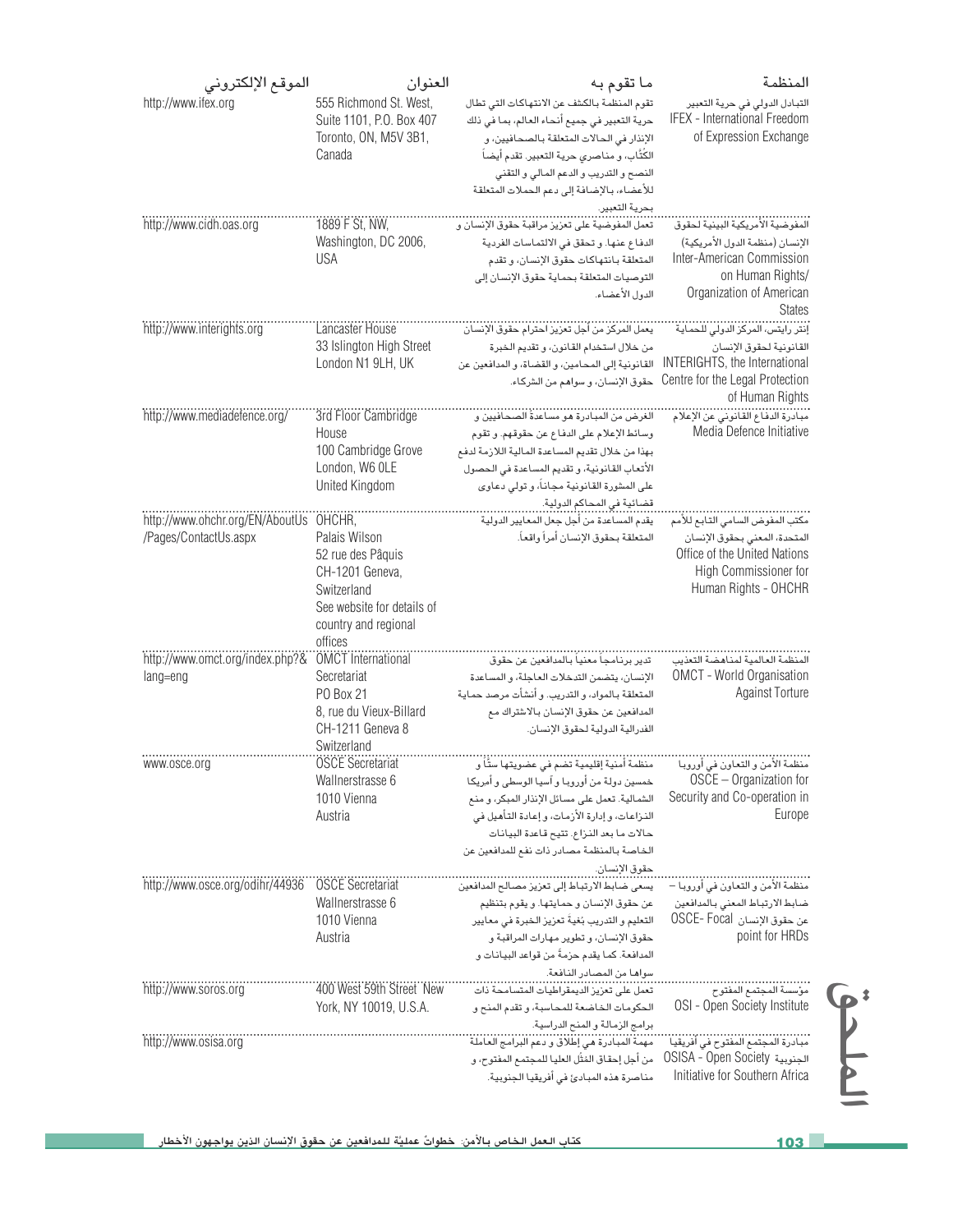| المنظمة | ما تقوم به | العنوان | الموقع الإلكتروني |
|---|---|---|---|
| التبادل الدولي في حرية التعبير IFEX - International Freedom of Expression Exchange | تقوم المنظمة بالكشف عن الانتهاكات التي تطال حرية التعبير في جميع أنحاء العالم، بما في ذلك الإنذار في الحالات المتعلقة بالصحافيين، و الكُتّاب، و مناصري حرية التعبير. تقدم أيضاً النصح و التدريب و الدعم المالي و التقني للأعضاء، بالإضافة إلى دعم الحملات المتعلقة بحرية التعبير. | 555 Richmond St. West, Suite 1101, P.O. Box 407 Toronto, ON, M5V 3B1, Canada | http://www.ifex.org |
| المفوضية الأمريكية البينية لحقوق الإنسان (منظمة الدول الأمريكية) Inter-American Commission on Human Rights/ Organization of American States | تعمل المفوضية على تعزيز مراقبة حقوق الإنسان و الدفاع عنها. و تحقق في الالتماسات الفردية المتعلقة بانتهاكات حقوق الإنسان، و تقدم التوصيات المتعلقة بحماية حقوق الإنسان إلى الدول الأعضاء. | 1889 F St, NW, Washington, DC 2006, USA | http://www.cidh.oas.org |
| إنتر رايتس، المركز الدولي للحماية القانونية لحقوق الإنسان INTERIGHTS, the International Centre for the Legal Protection of Human Rights | يعمل المركز من أجل تعزيز احترام حقوق الإنسان من خلال استخدام القانون، و تقديم الخبرة القانونية إلى المحامين، و القضاة، و المدافعين عن حقوق الإنسان، و سواهم من الشركاء. | Lancaster House 33 Islington High Street London N1 9LH, UK | http://www.interights.org |
| مبادرة الدفاع القانوني عن الإعلام Media Defence Initiative | الغرض من المبادرة هو مساعدة الصحافيين و وسائط الإعلام على الدفاع عن حقوقهم. و تقوم بهذا من خلال تقديم المساعدة المالية اللازمة لدفع الأتعاب القانونية، و تقديم المساعدة في الحصول على المشورة القانونية مجاناً، و تولي دعاوى قضائية في المحاكم الدولية. | 3rd Floor Cambridge House 100 Cambridge Grove London, W6 0LE United Kingdom | http://www.mediadefence.org/ |
| مكتب المفوض السامي التابع للأمم المتحدة، المعني بحقوق الإنسان Office of the United Nations High Commissioner for Human Rights - OHCHR | يقدم المساعدة من أجل جعل المعايير الدولية المتعلقة بحقوق الإنسان أمراً واقعاً. | OHCHR, Palais Wilson 52 rue des Pâquis CH-1201 Geneva, Switzerland See website for details of country and regional offices | http://www.ohchr.org/EN/AboutUs/Pages/ContactUs.aspx |
| المنظمة العالمية لمناهضة التعذيب OMCT - World Organisation Against Torture | تدير برنامجاً معنياً بالمدافعين عن حقوق الإنسان، يتضمن التدخلات العاجلة، و المساعدة المتعلقة بالمواد، و التدريب. و أنشأت مرصد حماية المدافعين عن حقوق الإنسان بالاشتراك مع الفدرالية الدولية لحقوق الإنسان. | OMCT International Secretariat PO Box 21 8, rue du Vieux-Billard CH-1211 Geneva 8 Switzerland | http://www.omct.org/index.php?&lang=eng |
| منظمة الأمن و التعاون في أوروبا OSCE – Organization for Security and Co-operation in Europe | منظمة أمنية إقليمية تضم في عضويتها ستاً و خمسين دولة من أوروبا و آسيا الوسطى و أمريكا الشمالية. تعمل على مسائل الإنذار المبكر، و منع النزاعات، و إدارة الأزمات، و إعادة التأهيل في حالات ما بعد النزاع. تتيح قاعدة البيانات الخاصة بالمنظمة مصادر ذات نفع للمدافعين عن حقوق الإنسان. | OSCE Secretariat Wallnerstrasse 6 1010 Vienna Austria | www.osce.org |
| منظمة الأمن و التعاون في أوروبا – ضابط الارتباط المعني بالمدافعين عن حقوق الإنسان OSCE- Focal point for HRDs | يسعى ضابط الارتباط إلى تعزيز مصالح المدافعين عن حقوق الإنسان و حمايتها. و يقوم بتنظيم التعليم و التدريب بُغية تعزيز الخبرة في معايير حقوق الإنسان، و تطوير مهارات المراقبة و المدافعة. كما يقدم حزمةً من قواعد البيانات و سواها من المصادر النافعة. | OSCE Secretariat Wallnerstrasse 6 1010 Vienna Austria | http://www.osce.org/odihr/44936 |
| مؤسسة المجتمع المفتوح OSI - Open Society Institute | تعمل على تعزيز الديمقراطيات المتسامحة ذات الحكومات الخاضعة للمحاسبة، و تقدم المنح و برامج الزمالة و المنح الدراسية. | 400 West 59th Street New York, NY 10019, U.S.A. | http://www.soros.org |
| مبادرة المجتمع المفتوح في أفريقيا الجنوبية OSISA - Open Society Initiative for Southern Africa | مهمة المبادرة هي إطلاق و دعم البرامج العاملة من أجل إحقاق المُثُل العليا للمجتمع المفتوح، و مناصرة هذه المبادئ في أفريقيا الجنوبية. | | http://www.osisa.org |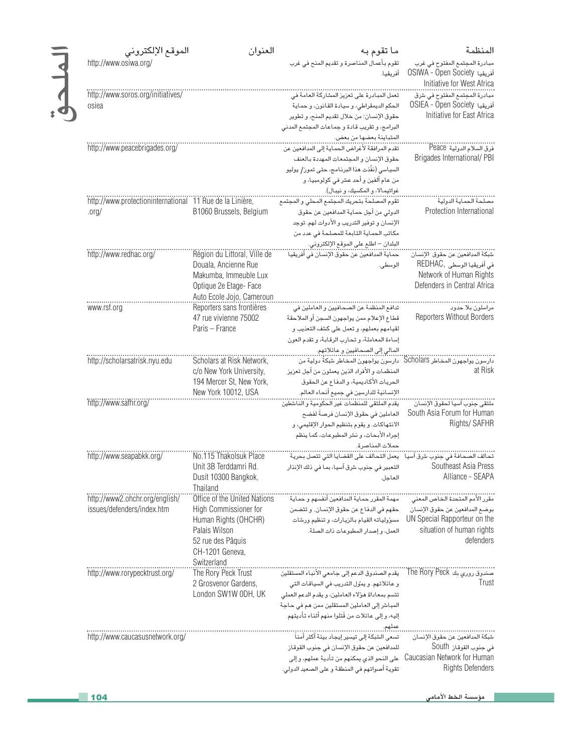| المنظمة | ما تقوم به | العنوان | الموقع الإلكتروني |
| --- | --- | --- | --- |
| مبادرة المجتمع المفتوح في غرب أفريقيا OSIWA - Open Society Initiative for West Africa | تقوم بأعمال المناصرة و تقديم المنح في غرب أفريقيا. | | http://www.osiwa.org/ |
| مبادرة المجتمع المفتوح في شرق أفريقيا OSIEA - Open Society Initiative for East Africa | تعمل المبادرة على تعزيز المشاركة العامة في الحكم الديمقراطي، و سيادة القانون، و حماية حقوق الإنسان: من خلال تقديم المنح، و تطوير البرامج، و تقريب قادة و جماعات المجتمع المدني المتباينة بعضها من بعض. | | http://www.soros.org/initiatives/osiea |
| فرق السلام الدولية Peace Brigades International/ PBI | تقدم المرافقة لأغراض الحماية إلى المدافعين عن حقوق الإنسان و المجتمعات المهددة بالعنف السياسي (نفّذت هذا البرنامج، حتى تموز/ يوليو من عام ألفين و أحد عشر في كولومبيا، و غواتيمالا، و المكسيك، و نيبال). | | http://www.peacebrigades.org/ |
| مصلحة الحماية الدولية Protection International | تقوم المصلحة بتحريك المجتمع المحلي و المجتمع الدولي من أجل حماية المدافعين عن حقوق الإنسان و توفير التدريب و الأدوات لهم. توجد مكاتب الحماية التابعة للمصلحة في عدد من البلدان – اطلع على الموقع الإلكتروني. | 11 Rue de la Linière, B1060 Brussels, Belgium | http://www.protectioninternational.org/ |
| شبكة المدافعين عن حقوق الإنسان في أفريقيا الوسطى REDHAC, Network of Human Rights Defenders in Central Africa | حماية المدافعين عن حقوق الإنسان في أفريقيا الوسطى. | Région du Littoral, Ville de Douala, Ancienne Rue Makumba, Immeuble Lux Optique 2e Etage- Face Auto Ecole Jojo, Cameroun | http://www.redhac.org/ |
| مراسلون بلا حدود Reporters Without Borders | تدافع المنظمة عن الصحافيين و العاملين في قطاع الإعلام ممن يواجهون السجن أو الملاحقة لقيامهم بعملهم، و تعمل على كشف التعذيب و إساءة المعاملة، و تحارب الرقابة، و تقدم العون المالي إلى الصحافيين و عائلاتهم. | Reporters sans frontières 47 rue vivienne 75002 Paris – France | www.rsf.org |
| دارسون يواجهون المخاطر Scholars at Risk | دارسون يواجهون المخاطر شبكة دولية من المنظمات و الأفراد الذين يعملون من أجل تعزيز الحريات الأكاديمية، و الدفاع عن الحقوق الإنسانية للدارسين في جميع أنحاء العالم. | Scholars at Risk Network, c/o New York University, 194 Mercer St, New York, New York 10012, USA | http://scholarsatrisk.nyu.edu |
| ملتقى جنوب آسيا لحقوق الإنسان South Asia Forum for Human Rights/ SAFHR | يقدم الملتقى للمنظمات غير الحكومية و الناشطين العاملين في حقوق الإنسان فرصةً لفضح الانتهاكات. و يقوم بتنظيم الحوار الإقليمي، و إجراء الأبحاث، و نشر المطبوعات، كما ينظم حملات المناصرة. | | http://www.safhr.org/ |
| تحالف الصحافة في جنوب شرق آسيا Southeast Asia Press Alliance - SEAPA | يعمل التحالف على القضايا التي تتصل بحرية التعبير في جنوب شرق آسيا، بما في ذلك الإنذار العاجل. | No.115 Thakolsuk Place Unit 3B Terddamri Rd. Dusit 10300 Bangkok, Thailand | http://www.seapabkk.org/ |
| مقرر الأمم المتحدة الخاص المعني بوضع المدافعين عن حقوق الإنسان UN Special Rapporteur on the situation of human rights defenders | مهمة المقرر حماية المدافعين أنفسهم و حماية حقهم في الدفاع عن حقوق الإنسان. و تتضمن مسؤولياته القيام بالزيارات، و تنظيم ورشات العمل، و إصدار المطبوعات ذات الصلة. | Office of the United Nations High Commissioner for Human Rights (OHCHR) Palais Wilson 52 rue des Pâquis CH-1201 Geneva, Switzerland | http://www2.ohchr.org/english/issues/defenders/index.htm |
| صندوق روري بك The Rory Peck Trust | يقدم الصندوق الدعم إلى جامعي الأنباء المستقلين و عائلاتهم. و يموّل التدريب في السياقات التي تتسم بمعاداة هؤلاء العاملين، و يقدم الدعم العملي المباشر إلى العاملين المستقلين ممن هم في حاجة إليه، و إلى عائلات من قُتلوا منهم أثناء تأديتهم عملهم. | The Rory Peck Trust 2 Grosvenor Gardens, London SW1W 0DH, UK | http://www.rorypecktrust.org/ |
| شبكة المدافعين عن حقوق الإنسان في جنوب القوقاز South Caucasian Network for Human Rights Defenders | تسعى الشبكة إلى تيسير إيجاد بيئة أكثر أمناً للمدافعين عن حقوق الإنسان في جنوب القوقاز على النحو الذي يمكنهم من تأدية عملهم، و إلى تقوية أصواتهم في المنطقة و على الصعيد الدولي. | | http://www.caucasusnetwork.org/ |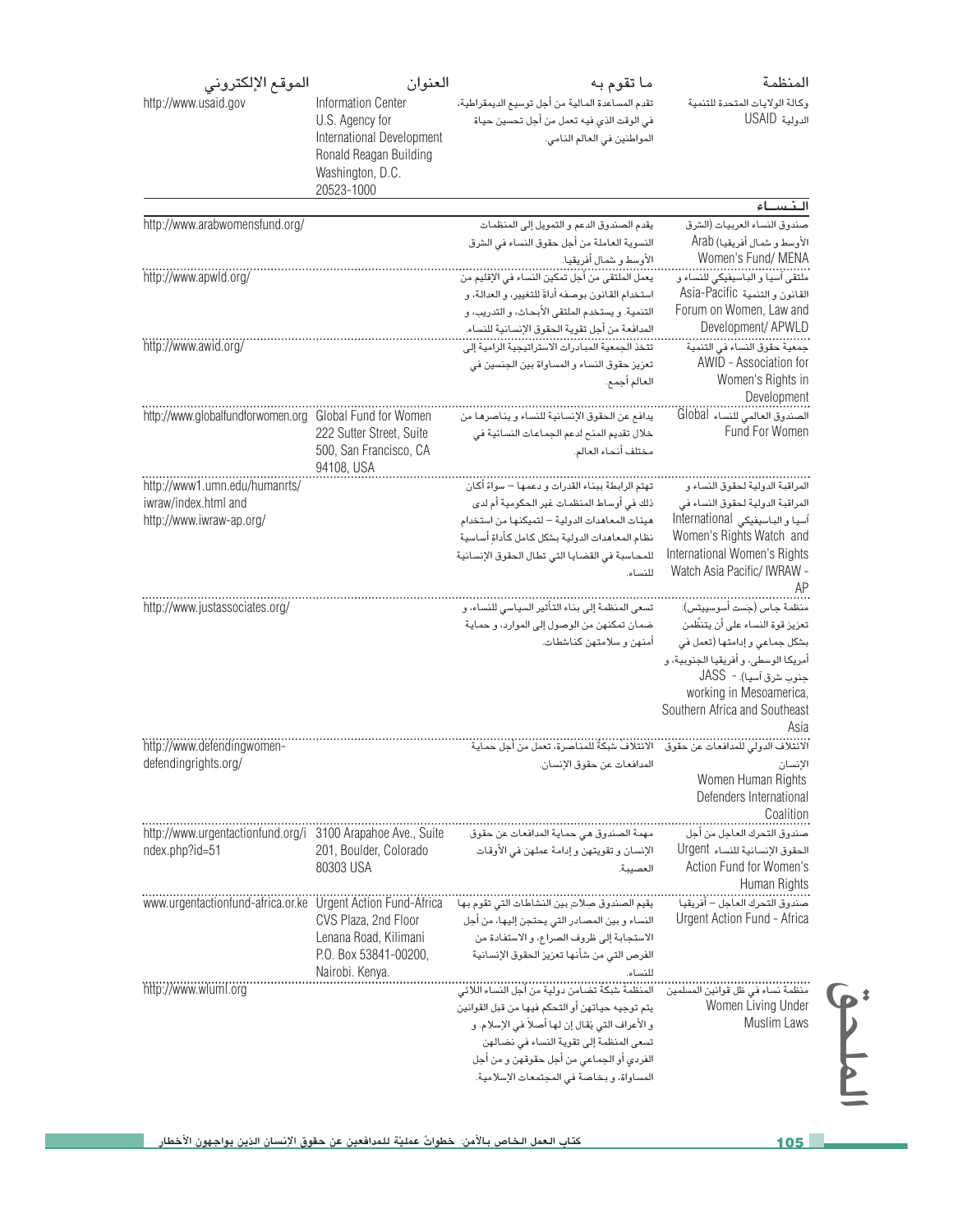| المنظمة | ما تقوم به | العنوان | الموقع الإلكتروني |
|---|---|---|---|
| وكالة الولايات المتحدة للتنمية الدولية USAID | تقدم المساعدة المالية من أجل توسيع الديمقراطية، في الوقت الذي فيه تعمل من أجل تحسين حياة المواطنين في العالم النامي. | Information Center U.S. Agency for International Development Ronald Reagan Building Washington, D.C. 20523-1000 | http://www.usaid.gov |
| **النساء** | | | |
| صندوق النساء العربيات (الشرق الأوسط و شمال أفريقيا) Arab Women's Fund/ MENA | يقدم الصندوق الدعم و التمويل إلى المنظمات النسوية العاملة من أجل حقوق النساء في الشرق الأوسط و شمال أفريقيا. | | http://www.arabwomensfund.org/ |
| ملتقى آسيا و الباسيفيكي للنساء و القانون و التنمية Asia-Pacific Forum on Women, Law and Development/ APWLD | يعمل الملتقى من أجل تمكين النساء في الإقليم من استخدام القانون بوصفه أداةً للتغيير، و العدالة، و التنمية. و يستخدم الملتقى الأبحاث، و التدريب، و المدافعة من أجل تقوية الحقوق الإنسانية للنساء. | | http://www.apwld.org/ |
| جمعية حقوق النساء في التنمية AWID - Association for Women's Rights in Development | تتخذ الجمعية المبادرات الاستراتيجية الرامية إلى تعزيز حقوق النساء و المساواة بين الجنسين في العالم أجمع. | | http://www.awid.org/ |
| الصندوق العالمي للنساء Global Fund For Women | يدافع عن الحقوق الإنسانية للنساء و يناصرها من خلال تقديم المنح لدعم الجماعات النسائية في مختلف أنحاء العالم. | Global Fund for Women 222 Sutter Street, Suite 500, San Francisco, CA 94108, USA | http://www.globalfundforwomen.org |
| المراقبة الدولية لحقوق النساء و المراقبة الدولية لحقوق النساء في آسيا و الباسيفيكي International Women's Rights Watch and International Women's Rights Watch Asia Pacific/ IWRAW - AP | تهتم الرابطة ببناء القدرات و دعمها – سواءً أكان ذلك في أوساط المنظمات غير الحكومية أم لدى هيئات المعاهدات الدولية – لتمكينها من استخدام نظام المعاهدات الدولية بشكل كامل كأداةٍ أساسية للمحاسبة في القضايا التي تطال الحقوق الإنسانية للنساء. | | http://www1.umn.edu/humanrts/iwraw/index.html and http://www.iwraw-ap.org/ |
| منظمة جاس (جست أسوسييتس): تعزيز قوة النساء على أن يتنظّمن بشكل جماعي و إدامتها (تعمل في أمريكا الوسطى، و أفريقيا الجنوبية، و جنوب شرق آسيا). - JASS working in Mesoamerica, Southern Africa and Southeast Asia | تسعى المنظمة إلى بناء التأثير السياسي للنساء، و ضمان تمكنهن من الوصول إلى الموارد، و حماية أمنهن و سلامتهن كناشطات. | | http://www.justassociates.org/ |
| الائتلاف الدولي للمدافعات عن حقوق الإنسان Women Human Rights Defenders International Coalition | الائتلاف شبكةٌ للمناصرة، تعمل من أجل حماية المدافعات عن حقوق الإنسان. | | http://www.defendingwomen-defendingrights.org/ |
| صندوق التحرك العاجل من أجل الحقوق الإنسانية للنساء Urgent Action Fund for Women's Human Rights | مهمة الصندوق هي حماية المدافعات عن حقوق الإنسان و تقويتهن و إدامة عملهن في الأوقات العصيبة. | 3100 Arapahoe Ave., Suite 201, Boulder, Colorado 80303 USA | http://www.urgentactionfund.org/index.php?id=51 |
| صندوق التحرك العاجل – أفريقيا Urgent Action Fund - Africa | يقيم الصندوق صلات بين النشاطات التي تقوم بها النساء و بين المصادر التي يحتجن إليها، من أجل الاستجابة إلى ظروف الصراع، و الاستفادة من الفرص التي من شأنها تعزيز الحقوق الإنسانية للنساء. | Urgent Action Fund-Africa CVS Plaza, 2nd Floor Lenana Road, Kilimani P.O. Box 53841-00200, Nairobi. Kenya. | www.urgentactionfund-africa.or.ke |
| منظمة نساء في ظل قوانين المسلمين Women Living Under Muslim Laws | المنظمة شبكةُ تضامن دولية من أجل النساء اللائي يتم توجيه حياتهن أو التحكم فيها من قبل القوانين و الأعراف التي يقال إن لها أصلاً في الإسلام. و تسعى المنظمة إلى تقوية النساء في نضالهن الفردي أو الجماعي من أجل حقوقهن و من أجل المساواة، و بخاصة في المجتمعات الإسلامية. | | http://www.wluml.org |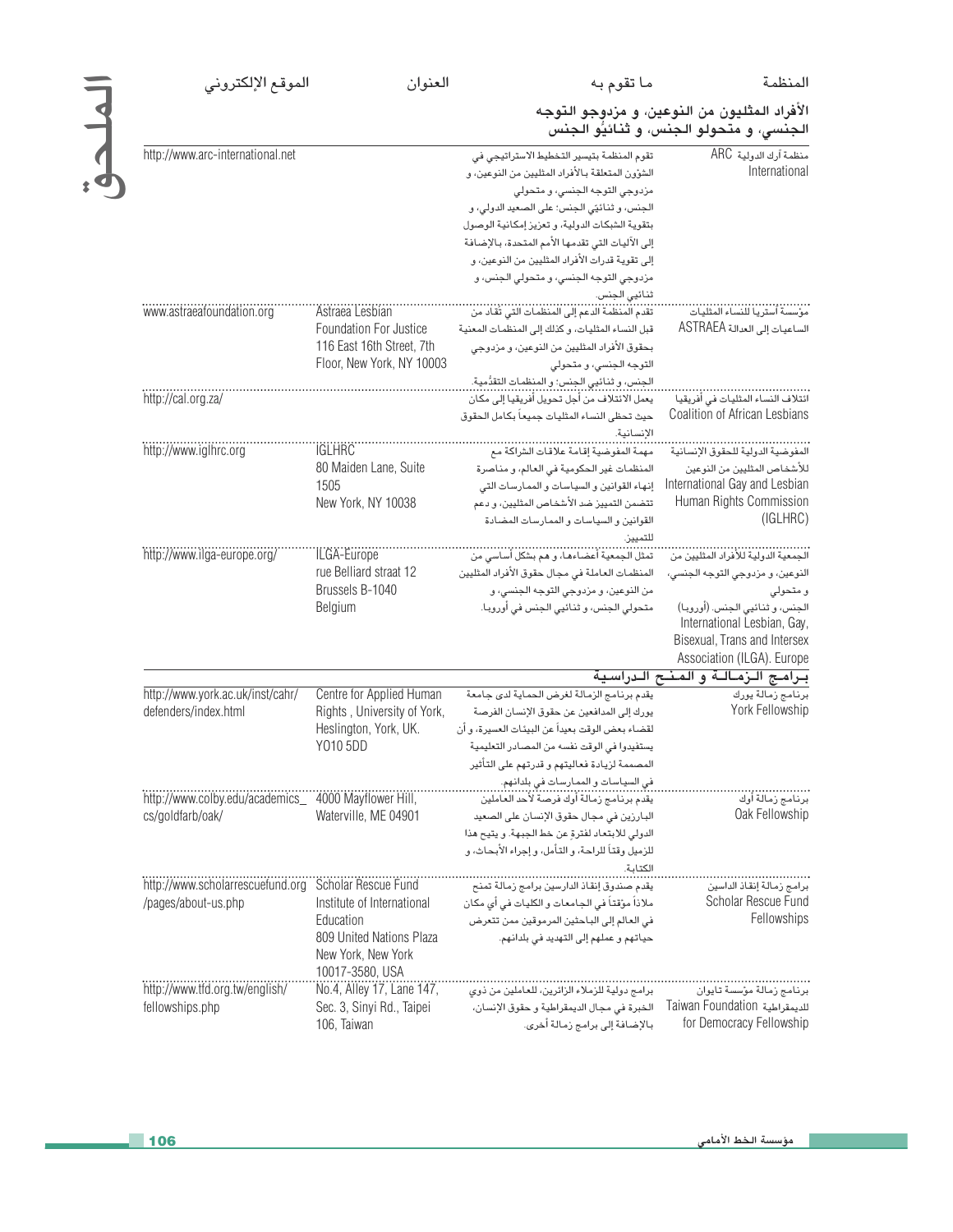| المنظمة | ما تقوم به | العنوان | الموقع الإلكتروني |
|---|---|---|---|
| **الأفراد المثليون من النوعين، و مزدوجو التوجه الجنسي، و متحولو الجنس، و ثنائيُو الجنس** | | | |
| منظمة آرك الدولية ARC International | تقوم المنظمة بتيسير التخطيط الاستراتيجي في الشؤون المتعلقة بالأفراد المثليين من النوعين، و مزدوجي التوجه الجنسي، و متحولي الجنس، و ثنائيي الجنس؛ على الصعيد الدولي، و بتقوية الشبكات الدولية، و تعزيز إمكانية الوصول إلى الآليات التي تقدمها الأمم المتحدة، بالإضافة إلى تقوية قدرات الأفراد المثليين من النوعين، و مزدوجي التوجه الجنسي، و متحولي الجنس، و ثنائيي الجنس. | | http://www.arc-international.net |
| مؤسسة أستريا للنساء المثليات الساعيات إلى العدالة ASTRAEA | تقدم المنظمة الدعم إلى المنظمات التي تقاد من قبل النساء المثليات، و كذلك إلى المنظمات المعنية بحقوق الأفراد المثليين من النوعين، و مزدوجي التوجه الجنسي، و متحولي الجنس، و ثنائيي الجنس؛ و المنظمات التقدُّمية. | Astraea Lesbian Foundation For Justice 116 East 16th Street, 7th Floor, New York, NY 10003 | www.astraeafoundation.org |
| ائتلاف النساء المثليات في أفريقيا Coalition of African Lesbians | يعمل الائتلاف من أجل تحويل أفريقيا إلى مكان حيث تحظى النساء المثليات جميعاً بكامل الحقوق الإنسانية. | | http://cal.org.za/ |
| المفوضية الدولية للحقوق الإنسانية للأشخاص المثليين من النوعين International Gay and Lesbian Human Rights Commission (IGLHRC) | مهمة المفوضية إقامة علاقات الشراكة مع المنظمات غير الحكومية في العالم، و مناصرة إنهاء القوانين و السياسات و الممارسات التي تتضمن التمييز ضد الأشخاص المثليين، و دعم القوانين و السياسات و الممارسات المضادة للتمييز. | IGLHRC 80 Maiden Lane, Suite 1505 New York, NY 10038 | http://www.iglhrc.org |
| الجمعية الدولية للأفراد المثليين من النوعين، و مزدوجي التوجه الجنسي، و متحولي الجنس، و ثنائيي الجنس. (أوروبا) International Lesbian, Gay, Bisexual, Trans and Intersex Association (ILGA). Europe | تمثل الجمعية أعضاءها، و هم بشكل أساسي من المنظمات العاملة في مجال حقوق الأفراد المثليين من النوعين، و مزدوجي التوجه الجنسي، و متحولي الجنس، و ثنائيي الجنس في أوروبا. | ILGA-Europe rue Belliard straat 12 Brussels B-1040 Belgium | http://www.ilga-europe.org/ |
| **برامج الزمالة و المنح الدراسية** | | | |
| برنامج زمالة يورك York Fellowship | يقدم برنامج الزمالة لغرض الحماية لدى جامعة يورك إلى المدافعين عن حقوق الإنسان الفرصة لقضاء بعض الوقت بعيداً عن البيئات العسيرة، و أن يستفيدوا في الوقت نفسه من المصادر التعليمية المصممة لزيادة فعاليتهم و قدرتهم على التأثير في السياسات و الممارسات في بلدانهم. | Centre for Applied Human Rights , University of York, Heslington, York, UK. YO10 5DD | http://www.york.ac.uk/inst/cahr/defenders/index.html |
| برنامج زمالة أوك Oak Fellowship | يقدم برنامج زمالة أوك فرصة لأحد العاملين البارزين في مجال حقوق الإنسان على الصعيد الدولي للابتعاد لفترة عن خط الجبهة. و يتيح هذا للزميل وقتاً للراحة، و التأمل، و إجراء الأبحاث، و الكتابة. | 4000 Mayflower Hill, Waterville, ME 04901 | http://www.colby.edu/academics_cs/goldfarb/oak/ |
| برامج زمالة إنقاذ الدارسين Scholar Rescue Fund Fellowships | يقدم صندوق إنقاذ الدارسين برامج زمالة تمنح ملاذاً مؤقتاً في الجامعات و الكليات في أي مكان في العالم إلى الباحثين المرموقين ممن تتعرض حياتهم و عملهم إلى التهديد في بلدانهم. | Scholar Rescue Fund Institute of International Education 809 United Nations Plaza New York, New York 10017-3580, USA | http://www.scholarrescuefund.org/pages/about-us.php |
| برنامج زمالة مؤسسة تايوان للديمقراطية Taiwan Foundation for Democracy Fellowship | برامج دولية للزملاء الزائرين، للعاملين من ذوي الخبرة في مجال الديمقراطية و حقوق الإنسان، بالإضافة إلى برامج زمالة أخرى. | No.4, Alley 17, Lane 147, Sec. 3, Sinyi Rd., Taipei 106, Taiwan | http://www.tfd.org.tw/english/fellowships.php |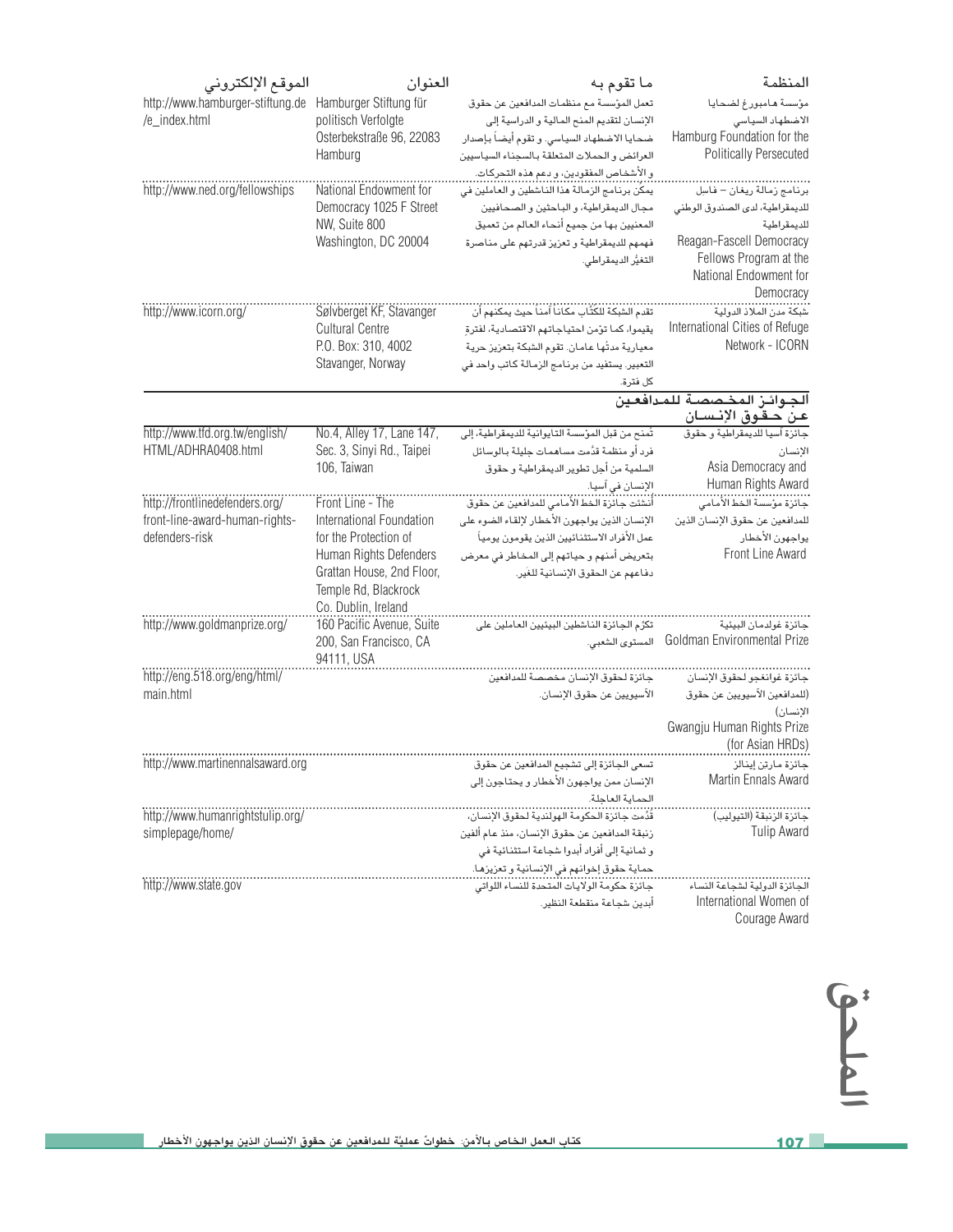| المنظمة | ما تقوم به | العنوان | الموقع الإلكتروني |
|---|---|---|---|
| مؤسسة هامبورغ لضحايا الاضطهاد السياسي Hamburg Foundation for the Politically Persecuted | تعمل المؤسسة مع منظمات المدافعين عن حقوق الإنسان لتقديم المنح المالية و الدراسية إلى ضحايا الاضطهاد السياسي. و تقوم أيضاً بإصدار العرائض و الحملات المتعلقة بالسجناء السياسيين و الأشخاص المفقودين، و دعم هذه التحركات. | Hamburger Stiftung für politisch Verfolgte Osterbekstraße 96, 22083 Hamburg | http://www.hamburger-stiftung.de/e_index.html |
| برنامج زمالة ريغان – فاسل للديمقراطية، لدى الصندوق الوطني للديمقراطية Reagan-Fascell Democracy Fellows Program at the National Endowment for Democracy | يمكن برنامج الزمالة هذا الناشطين و العاملين في مجال الديمقراطية، و الباحثين و الصحافيين المعنيين بها من جميع أنحاء العالم من تعميق فهمهم للديمقراطية و تعزيز قدرتهم على مناصرة التغيُّر الديمقراطي. | National Endowment for Democracy 1025 F Street NW, Suite 800 Washington, DC 20004 | http://www.ned.org/fellowships |
| شبكة مدن الملاذ الدولية International Cities of Refuge Network - ICORN | تقدم الشبكة للكتّاب مكاناً آمناً حيث يمكنهم أن يقيموا، كما تؤمن احتياجاتهم الاقتصادية، لفترةٍ معيارية مدتُها عامان. تقوم الشبكة بتعزيز حرية التعبير. يستفيد من برنامج الزمالة كاتب واحد في كل فترة. | Sølvberget KF, Stavanger Cultural Centre P.O. Box: 310, 4002 Stavanger, Norway | http://www.icorn.org/ |
| **الجوائز المخصصة للمدافعين عن حقوق الإنسان** | | | |
| جائزة آسيا للديمقراطية و حقوق الإنسان Asia Democracy and Human Rights Award | تُمنح من قبل المؤسسة التايوانية للديمقراطية، إلى فرد أو منظمة قدَّمت مساهمات جليلة بالوسائل السلمية من أجل تطوير الديمقراطية و حقوق الإنسان في آسيا. | No.4, Alley 17, Lane 147, Sec. 3, Sinyi Rd., Taipei 106, Taiwan | http://www.tfd.org.tw/english/HTML/ADHRA0408.html |
| جائزة مؤسسة الخط الأمامي للمدافعين عن حقوق الإنسان الذين يواجهون الأخطار Front Line Award | أنشئت جائزة الخط الأمامي للمدافعين عن حقوق الإنسان الذين يواجهون الأخطار لإلقاء الضوء على عمل الأفراد الاستثنائيين الذين يقومون يومياً بتعريض أمنهم و حياتهم إلى المخاطر في معرض دفاعهم عن الحقوق الإنسانية للغير. | Front Line - The International Foundation for the Protection of Human Rights Defenders Grattan House, 2nd Floor, Temple Rd, Blackrock Co. Dublin, Ireland | http://frontlinedefenders.org/front-line-award-human-rights-defenders-risk |
| جائزة غولدمان البيئية Goldman Environmental Prize | تكرِّم الجائزة الناشطين البيئيين العاملين على المستوى الشعبي. | 160 Pacific Avenue, Suite 200, San Francisco, CA 94111, USA | http://www.goldmanprize.org/ |
| جائزة غوانغجو لحقوق الإنسان (للمدافعين الآسيويين عن حقوق الإنسان) Gwangju Human Rights Prize (for Asian HRDs) | جائزة لحقوق الإنسان مخصصة للمدافعين الآسيويين عن حقوق الإنسان. | | http://eng.518.org/eng/html/main.html |
| جائزة مارتن إينالز Martin Ennals Award | تسعى الجائزة إلى تشجيع المدافعين عن حقوق الإنسان ممن يواجهون الأخطار و يحتاجون إلى الحماية العاجلة. | | http://www.martinennalsaward.org |
| جائزة الزنبقة (التيوليب) Tulip Award | قُدِّمت جائزة الحكومة الهولندية لحقوق الإنسان، زنبقة المدافعين عن حقوق الإنسان، منذ عام ألفين و ثمانية إلى أفراد أبدوا شجاعة استثنائية في حماية حقوق إخوانهم في الإنسانية و تعزيزها. | | http://www.humanrightstulip.org/simplepage/home/ |
| الجائزة الدولية لشجاعة النساء International Women of Courage Award | جائزة حكومة الولايات المتحدة للنساء اللواتي أبدين شجاعة منقطعة النظير. | | http://www.state.gov |